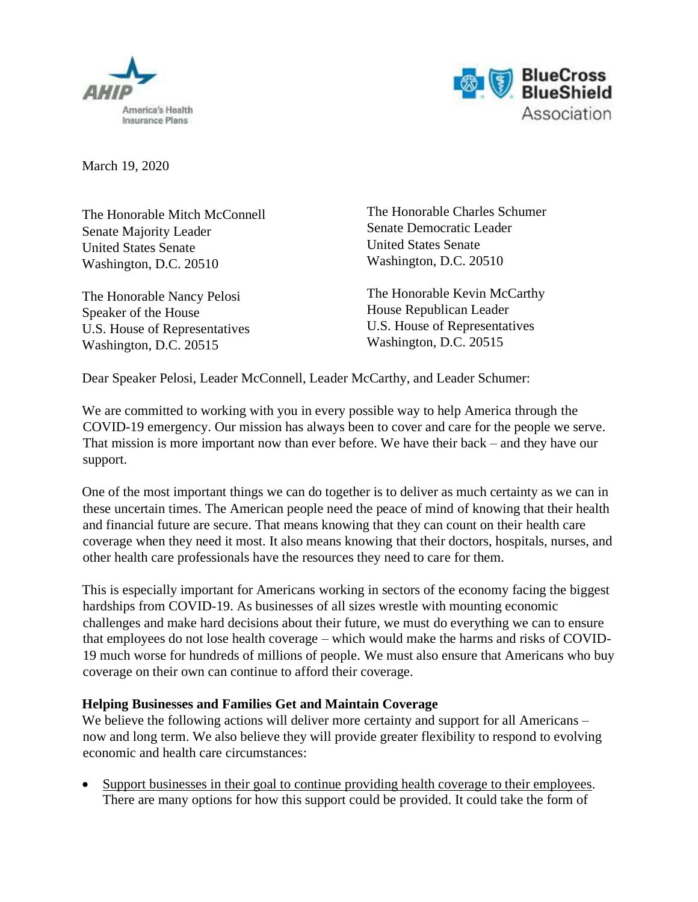AHIP
America's Health Insurance Plans

BlueCross BlueShield Association

March 19, 2020

The Honorable Mitch McConnell
Senate Majority Leader
United States Senate
Washington, D.C. 20510

The Honorable Charles Schumer
Senate Democratic Leader
United States Senate
Washington, D.C. 20510

The Honorable Nancy Pelosi
Speaker of the House
U.S. House of Representatives
Washington, D.C. 20515

The Honorable Kevin McCarthy
House Republican Leader
U.S. House of Representatives
Washington, D.C. 20515

Dear Speaker Pelosi, Leader McConnell, Leader McCarthy, and Leader Schumer:

We are committed to working with you in every possible way to help America through the COVID-19 emergency. Our mission has always been to cover and care for the people we serve. That mission is more important now than ever before. We have their back – and they have our support.

One of the most important things we can do together is to deliver as much certainty as we can in these uncertain times. The American people need the peace of mind of knowing that their health and financial future are secure. That means knowing that they can count on their health care coverage when they need it most. It also means knowing that their doctors, hospitals, nurses, and other health care professionals have the resources they need to care for them.

This is especially important for Americans working in sectors of the economy facing the biggest hardships from COVID-19. As businesses of all sizes wrestle with mounting economic challenges and make hard decisions about their future, we must do everything we can to ensure that employees do not lose health coverage – which would make the harms and risks of COVID-19 much worse for hundreds of millions of people. We must also ensure that Americans who buy coverage on their own can continue to afford their coverage.

**Helping Businesses and Families Get and Maintain Coverage**

We believe the following actions will deliver more certainty and support for all Americans – now and long term. We also believe they will provide greater flexibility to respond to evolving economic and health care circumstances:

- Support businesses in their goal to continue providing health coverage to their employees. There are many options for how this support could be provided. It could take the form of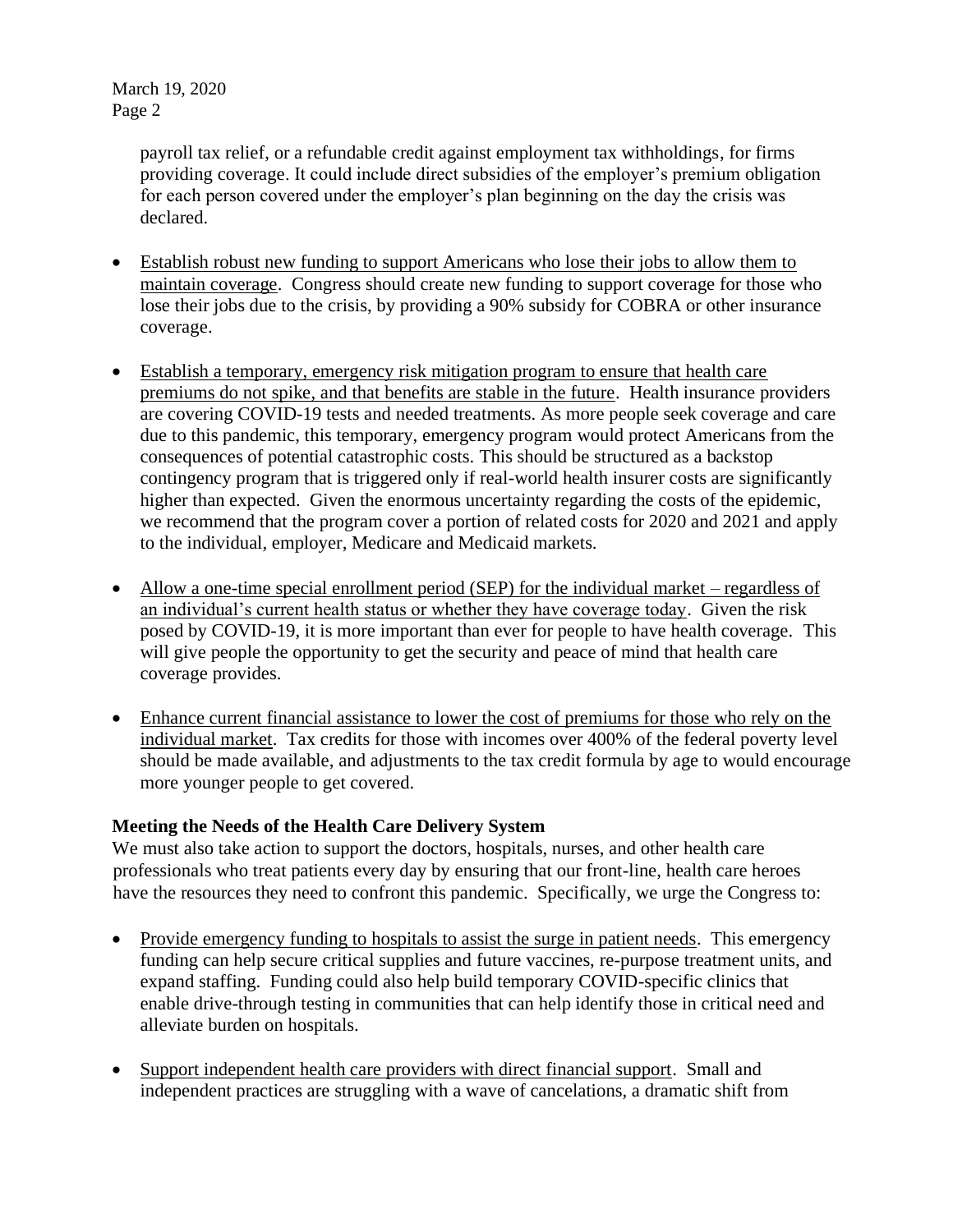payroll tax relief, or a refundable credit against employment tax withholdings, for firms providing coverage. It could include direct subsidies of the employer's premium obligation for each person covered under the employer's plan beginning on the day the crisis was declared.

- Establish robust new funding to support Americans who lose their jobs to allow them to maintain coverage. Congress should create new funding to support coverage for those who lose their jobs due to the crisis, by providing a 90% subsidy for COBRA or other insurance coverage.

- Establish a temporary, emergency risk mitigation program to ensure that health care premiums do not spike, and that benefits are stable in the future. Health insurance providers are covering COVID-19 tests and needed treatments. As more people seek coverage and care due to this pandemic, this temporary, emergency program would protect Americans from the consequences of potential catastrophic costs. This should be structured as a backstop contingency program that is triggered only if real-world health insurer costs are significantly higher than expected. Given the enormous uncertainty regarding the costs of the epidemic, we recommend that the program cover a portion of related costs for 2020 and 2021 and apply to the individual, employer, Medicare and Medicaid markets.

- Allow a one-time special enrollment period (SEP) for the individual market – regardless of an individual's current health status or whether they have coverage today. Given the risk posed by COVID-19, it is more important than ever for people to have health coverage. This will give people the opportunity to get the security and peace of mind that health care coverage provides.

- Enhance current financial assistance to lower the cost of premiums for those who rely on the individual market. Tax credits for those with incomes over 400% of the federal poverty level should be made available, and adjustments to the tax credit formula by age to would encourage more younger people to get covered.

**Meeting the Needs of the Health Care Delivery System**

We must also take action to support the doctors, hospitals, nurses, and other health care professionals who treat patients every day by ensuring that our front-line, health care heroes have the resources they need to confront this pandemic. Specifically, we urge the Congress to:

- Provide emergency funding to hospitals to assist the surge in patient needs. This emergency funding can help secure critical supplies and future vaccines, re-purpose treatment units, and expand staffing. Funding could also help build temporary COVID-specific clinics that enable drive-through testing in communities that can help identify those in critical need and alleviate burden on hospitals.

- Support independent health care providers with direct financial support. Small and independent practices are struggling with a wave of cancelations, a dramatic shift from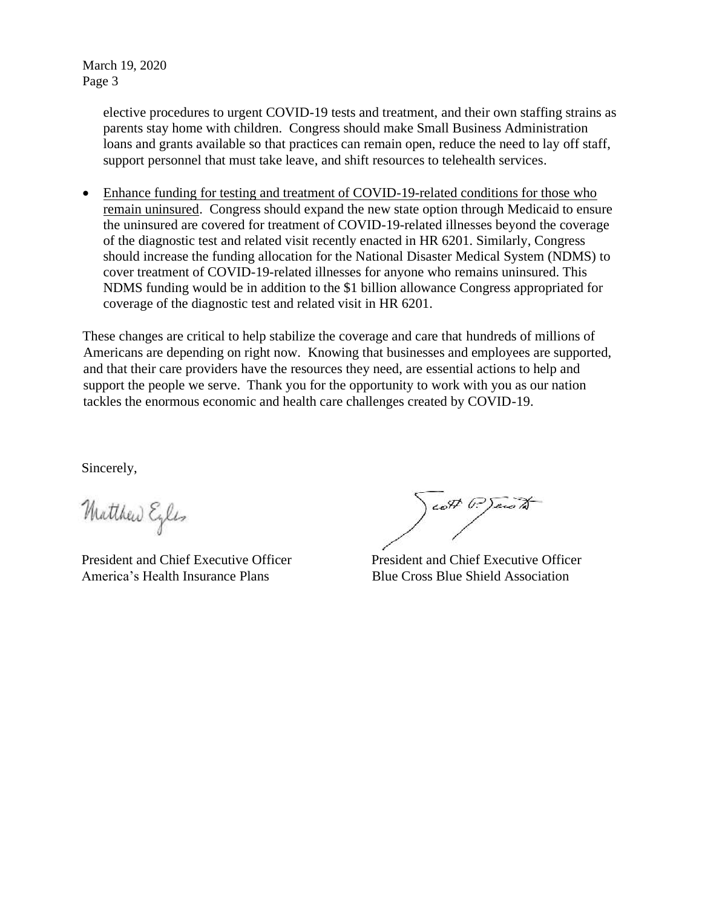elective procedures to urgent COVID-19 tests and treatment, and their own staffing strains as parents stay home with children. Congress should make Small Business Administration loans and grants available so that practices can remain open, reduce the need to lay off staff, support personnel that must take leave, and shift resources to telehealth services.

- Enhance funding for testing and treatment of COVID-19-related conditions for those who remain uninsured. Congress should expand the new state option through Medicaid to ensure the uninsured are covered for treatment of COVID-19-related illnesses beyond the coverage of the diagnostic test and related visit recently enacted in HR 6201. Similarly, Congress should increase the funding allocation for the National Disaster Medical System (NDMS) to cover treatment of COVID-19-related illnesses for anyone who remains uninsured. This NDMS funding would be in addition to the $1 billion allowance Congress appropriated for coverage of the diagnostic test and related visit in HR 6201.

These changes are critical to help stabilize the coverage and care that hundreds of millions of Americans are depending on right now. Knowing that businesses and employees are supported, and that their care providers have the resources they need, are essential actions to help and support the people we serve. Thank you for the opportunity to work with you as our nation tackles the enormous economic and health care challenges created by COVID-19.

Sincerely,

Matthew Eyles

President and Chief Executive Officer
America's Health Insurance Plans

Scott P. Serota

President and Chief Executive Officer
Blue Cross Blue Shield Association